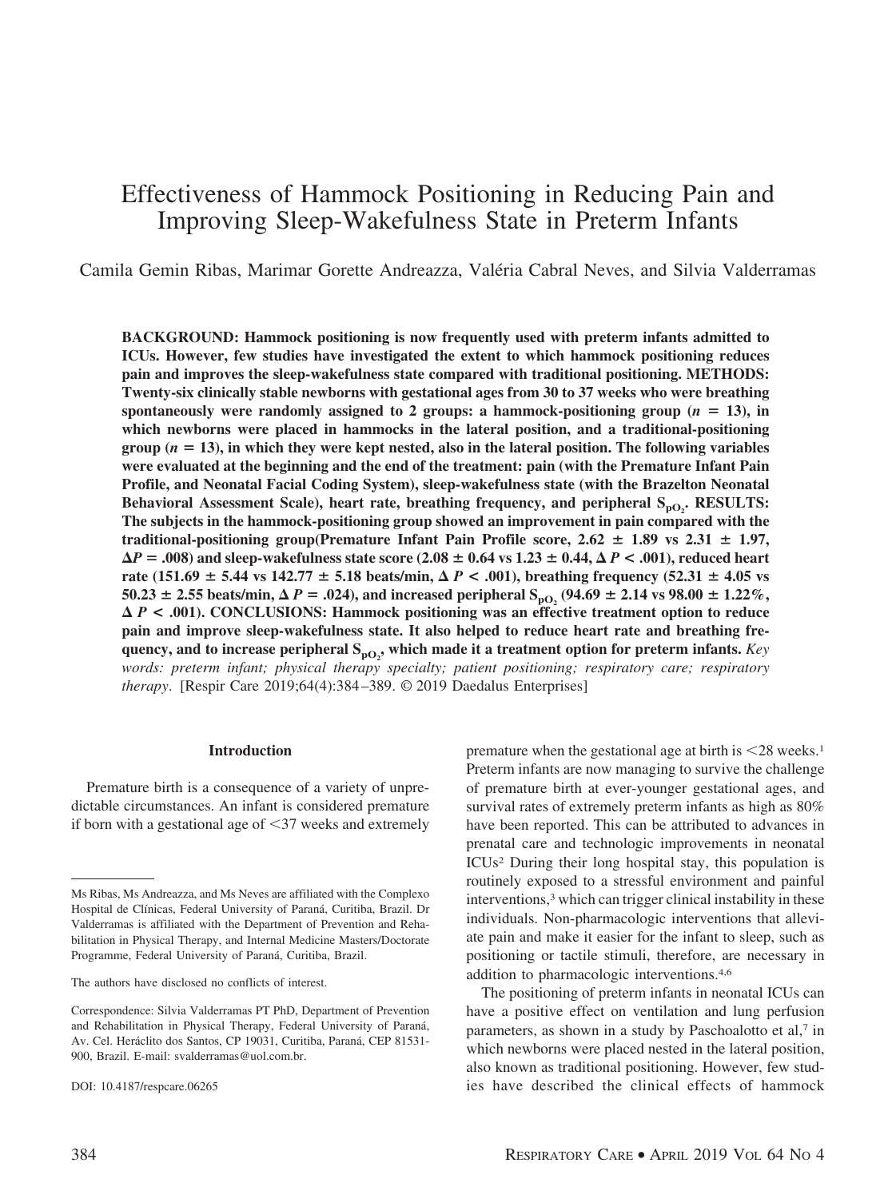# Effectiveness of Hammock Positioning in Reducing Pain and Improving Sleep-Wakefulness State in Preterm Infants

Camila Gemin Ribas, Marimar Gorette Andreazza, Valéria Cabral Neves, and Silvia Valderramas

**BACKGROUND: Hammock positioning is now frequently used with preterm infants admitted to ICUs. However, few studies have investigated the extent to which hammock positioning reduces pain and improves the sleep-wakefulness state compared with traditional positioning. METHODS: Twenty-six clinically stable newborns with gestational ages from 30 to 37 weeks who were breathing spontaneously were randomly assigned to 2 groups: a hammock-positioning group ($n = 13$), in which newborns were placed in hammocks in the lateral position, and a traditional-positioning group ($n = 13$), in which they were kept nested, also in the lateral position. The following variables were evaluated at the beginning and the end of the treatment: pain (with the Premature Infant Pain Profile, and Neonatal Facial Coding System), sleep-wakefulness state (with the Brazelton Neonatal Behavioral Assessment Scale), heart rate, breathing frequency, and peripheral $S_{pO_2}$. RESULTS: The subjects in the hammock-positioning group showed an improvement in pain compared with the traditional-positioning group(Premature Infant Pain Profile score, 2.62 ± 1.89 vs 2.31 ± 1.97, $\Delta P = .008$) and sleep-wakefulness state score (2.08 ± 0.64 vs 1.23 ± 0.44, $\Delta P < .001$), reduced heart rate (151.69 ± 5.44 vs 142.77 ± 5.18 beats/min, $\Delta P < .001$), breathing frequency (52.31 ± 4.05 vs 50.23 ± 2.55 beats/min, $\Delta P = .024$), and increased peripheral $S_{pO_2}$ (94.69 ± 2.14 vs 98.00 ± 1.22%, $\Delta P < .001$). CONCLUSIONS: Hammock positioning was an effective treatment option to reduce pain and improve sleep-wakefulness state. It also helped to reduce heart rate and breathing frequency, and to increase peripheral $S_{pO_2}$, which made it a treatment option for preterm infants.** *Key words: preterm infant; physical therapy specialty; patient positioning; respiratory care; respiratory therapy*. [Respir Care 2019;64(4):384–389. © 2019 Daedalus Enterprises]

## Introduction

Premature birth is a consequence of a variety of unpredictable circumstances. An infant is considered premature if born with a gestational age of <37 weeks and extremely premature when the gestational age at birth is <28 weeks.[1] Preterm infants are now managing to survive the challenge of premature birth at ever-younger gestational ages, and survival rates of extremely preterm infants as high as 80% have been reported. This can be attributed to advances in prenatal care and technologic improvements in neonatal ICUs[2] During their long hospital stay, this population is routinely exposed to a stressful environment and painful interventions,[3] which can trigger clinical instability in these individuals. Non-pharmacologic interventions that alleviate pain and make it easier for the infant to sleep, such as positioning or tactile stimuli, therefore, are necessary in addition to pharmacologic interventions.[4,6]

The positioning of preterm infants in neonatal ICUs can have a positive effect on ventilation and lung perfusion parameters, as shown in a study by Paschoalotto et al,[7] in which newborns were placed nested in the lateral position, also known as traditional positioning. However, few studies have described the clinical effects of hammock

---

Ms Ribas, Ms Andreazza, and Ms Neves are affiliated with the Complexo Hospital de Clínicas, Federal University of Paraná, Curitiba, Brazil. Dr Valderramas is affiliated with the Department of Prevention and Rehabilitation in Physical Therapy, and Internal Medicine Masters/Doctorate Programme, Federal University of Paraná, Curitiba, Brazil.

The authors have disclosed no conflicts of interest.

Correspondence: Silvia Valderramas PT PhD, Department of Prevention and Rehabilitation in Physical Therapy, Federal University of Paraná, Av. Cel. Heráclito dos Santos, CP 19031, Curitiba, Paraná, CEP 81531-900, Brazil. E-mail: svalderramas@uol.com.br.

DOI: 10.4187/respcare.06265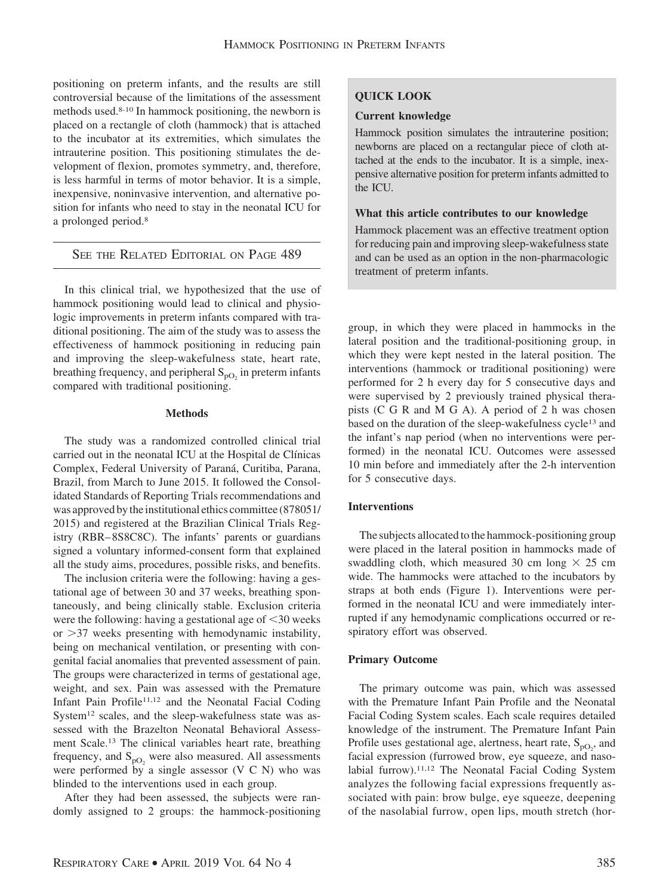positioning on preterm infants, and the results are still controversial because of the limitations of the assessment methods used.[8-10] In hammock positioning, the newborn is placed on a rectangle of cloth (hammock) that is attached to the incubator at its extremities, which simulates the intrauterine position. This positioning stimulates the development of flexion, promotes symmetry, and, therefore, is less harmful in terms of motor behavior. It is a simple, inexpensive, noninvasive intervention, and alternative position for infants who need to stay in the neonatal ICU for a prolonged period.[8]

SEE THE RELATED EDITORIAL ON PAGE 489

In this clinical trial, we hypothesized that the use of hammock positioning would lead to clinical and physiologic improvements in preterm infants compared with traditional positioning. The aim of the study was to assess the effectiveness of hammock positioning in reducing pain and improving the sleep-wakefulness state, heart rate, breathing frequency, and peripheral $S_{pO_2}$ in preterm infants compared with traditional positioning.

**QUICK LOOK**

**Current knowledge**

Hammock position simulates the intrauterine position; newborns are placed on a rectangular piece of cloth attached at the ends to the incubator. It is a simple, inexpensive alternative position for preterm infants admitted to the ICU.

**What this article contributes to our knowledge**

Hammock placement was an effective treatment option for reducing pain and improving sleep-wakefulness state and can be used as an option in the non-pharmacologic treatment of preterm infants.

## Methods

The study was a randomized controlled clinical trial carried out in the neonatal ICU at the Hospital de Clínicas Complex, Federal University of Paraná, Curitiba, Parana, Brazil, from March to June 2015. It followed the Consolidated Standards of Reporting Trials recommendations and was approved by the institutional ethics committee (878051/2015) and registered at the Brazilian Clinical Trials Registry (RBR–8S8C8C). The infants' parents or guardians signed a voluntary informed-consent form that explained all the study aims, procedures, possible risks, and benefits.

The inclusion criteria were the following: having a gestational age of between 30 and 37 weeks, breathing spontaneously, and being clinically stable. Exclusion criteria were the following: having a gestational age of <30 weeks or >37 weeks presenting with hemodynamic instability, being on mechanical ventilation, or presenting with congenital facial anomalies that prevented assessment of pain. The groups were characterized in terms of gestational age, weight, and sex. Pain was assessed with the Premature Infant Pain Profile[11,12] and the Neonatal Facial Coding System[12] scales, and the sleep-wakefulness state was assessed with the Brazelton Neonatal Behavioral Assessment Scale.[13] The clinical variables heart rate, breathing frequency, and $S_{pO_2}$ were also measured. All assessments were performed by a single assessor (V C N) who was blinded to the interventions used in each group.

After they had been assessed, the subjects were randomly assigned to 2 groups: the hammock-positioning group, in which they were placed in hammocks in the lateral position and the traditional-positioning group, in which they were kept nested in the lateral position. The interventions (hammock or traditional positioning) were performed for 2 h every day for 5 consecutive days and were supervised by 2 previously trained physical therapists (C G R and M G A). A period of 2 h was chosen based on the duration of the sleep-wakefulness cycle[13] and the infant's nap period (when no interventions were performed) in the neonatal ICU. Outcomes were assessed 10 min before and immediately after the 2-h intervention for 5 consecutive days.

### Interventions

The subjects allocated to the hammock-positioning group were placed in the lateral position in hammocks made of swaddling cloth, which measured 30 cm long × 25 cm wide. The hammocks were attached to the incubators by straps at both ends (Figure 1). Interventions were performed in the neonatal ICU and were immediately interrupted if any hemodynamic complications occurred or respiratory effort was observed.

### Primary Outcome

The primary outcome was pain, which was assessed with the Premature Infant Pain Profile and the Neonatal Facial Coding System scales. Each scale requires detailed knowledge of the instrument. The Premature Infant Pain Profile uses gestational age, alertness, heart rate, $S_{pO_2}$, and facial expression (furrowed brow, eye squeeze, and nasolabial furrow).[11,12] The Neonatal Facial Coding System analyzes the following facial expressions frequently associated with pain: brow bulge, eye squeeze, deepening of the nasolabial furrow, open lips, mouth stretch (hor-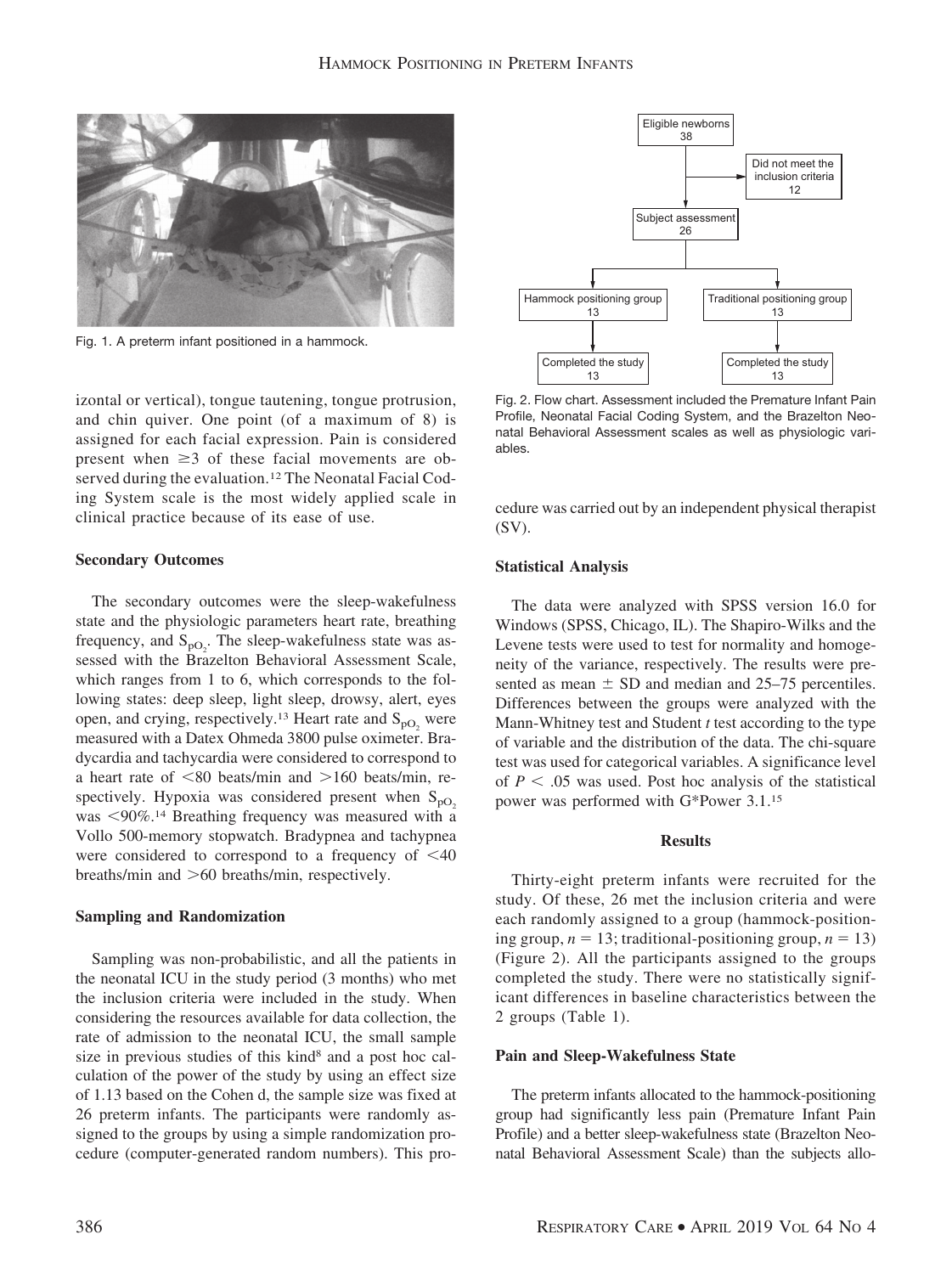Fig. 1. A preterm infant positioned in a hammock.

Fig. 2. Flow chart. Assessment included the Premature Infant Pain Profile, Neonatal Facial Coding System, and the Brazelton Neonatal Behavioral Assessment scales as well as physiologic variables.

izontal or vertical), tongue tautening, tongue protrusion, and chin quiver. One point (of a maximum of 8) is assigned for each facial expression. Pain is considered present when ≥3 of these facial movements are observed during the evaluation.[12] The Neonatal Facial Coding System scale is the most widely applied scale in clinical practice because of its ease of use.

### Secondary Outcomes

The secondary outcomes were the sleep-wakefulness state and the physiologic parameters heart rate, breathing frequency, and $S_{pO_2}$. The sleep-wakefulness state was assessed with the Brazelton Behavioral Assessment Scale, which ranges from 1 to 6, which corresponds to the following states: deep sleep, light sleep, drowsy, alert, eyes open, and crying, respectively.[13] Heart rate and $S_{pO_2}$ were measured with a Datex Ohmeda 3800 pulse oximeter. Bradycardia and tachycardia were considered to correspond to a heart rate of <80 beats/min and >160 beats/min, respectively. Hypoxia was considered present when $S_{pO_2}$ was <90%.[14] Breathing frequency was measured with a Vollo 500-memory stopwatch. Bradypnea and tachypnea were considered to correspond to a frequency of <40 breaths/min and >60 breaths/min, respectively.

### Sampling and Randomization

Sampling was non-probabilistic, and all the patients in the neonatal ICU in the study period (3 months) who met the inclusion criteria were included in the study. When considering the resources available for data collection, the rate of admission to the neonatal ICU, the small sample size in previous studies of this kind[8] and a post hoc calculation of the power of the study by using an effect size of 1.13 based on the Cohen d, the sample size was fixed at 26 preterm infants. The participants were randomly assigned to the groups by using a simple randomization procedure (computer-generated random numbers). This procedure was carried out by an independent physical therapist (SV).

### Statistical Analysis

The data were analyzed with SPSS version 16.0 for Windows (SPSS, Chicago, IL). The Shapiro-Wilks and the Levene tests were used to test for normality and homogeneity of the variance, respectively. The results were presented as mean ± SD and median and 25–75 percentiles. Differences between the groups were analyzed with the Mann-Whitney test and Student *t* test according to the type of variable and the distribution of the data. The chi-square test was used for categorical variables. A significance level of $P < .05$ was used. Post hoc analysis of the statistical power was performed with G*Power 3.1.[15]

## Results

Thirty-eight preterm infants were recruited for the study. Of these, 26 met the inclusion criteria and were each randomly assigned to a group (hammock-positioning group, $n = 13$; traditional-positioning group, $n = 13$) (Figure 2). All the participants assigned to the groups completed the study. There were no statistically significant differences in baseline characteristics between the 2 groups (Table 1).

### Pain and Sleep-Wakefulness State

The preterm infants allocated to the hammock-positioning group had significantly less pain (Premature Infant Pain Profile) and a better sleep-wakefulness state (Brazelton Neonatal Behavioral Assessment Scale) than the subjects allo-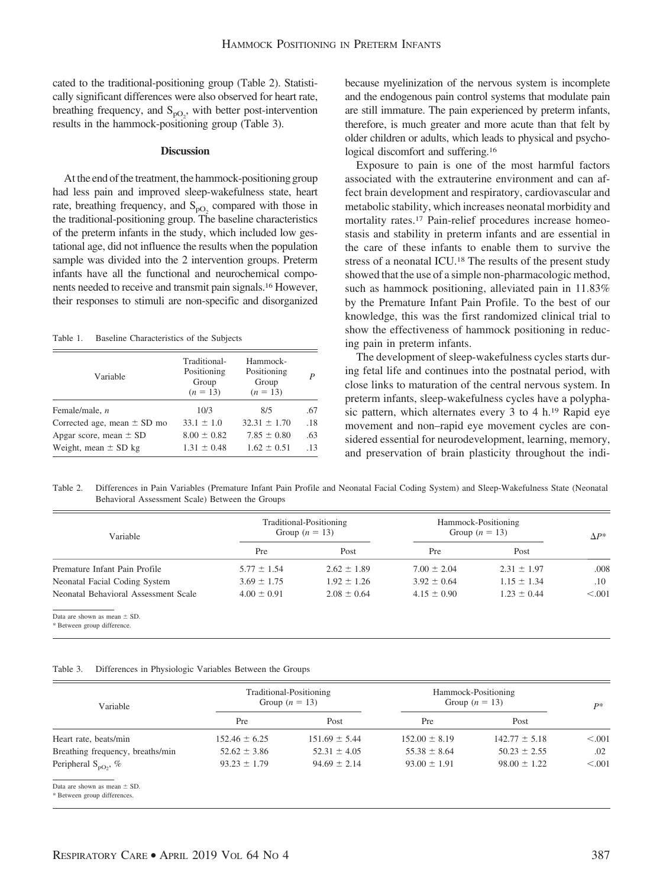cated to the traditional-positioning group (Table 2). Statistically significant differences were also observed for heart rate, breathing frequency, and $S_{pO_2}$, with better post-intervention results in the hammock-positioning group (Table 3).

## Discussion

At the end of the treatment, the hammock-positioning group had less pain and improved sleep-wakefulness state, heart rate, breathing frequency, and $S_{pO_2}$ compared with those in the traditional-positioning group. The baseline characteristics of the preterm infants in the study, which included low gestational age, did not influence the results when the population sample was divided into the 2 intervention groups. Preterm infants have all the functional and neurochemical components needed to receive and transmit pain signals.[16] However, their responses to stimuli are non-specific and disorganized because myelinization of the nervous system is incomplete and the endogenous pain control systems that modulate pain are still immature. The pain experienced by preterm infants, therefore, is much greater and more acute than that felt by older children or adults, which leads to physical and psychological discomfort and suffering.[16]

Exposure to pain is one of the most harmful factors associated with the extrauterine environment and can affect brain development and respiratory, cardiovascular and metabolic stability, which increases neonatal morbidity and mortality rates.[17] Pain-relief procedures increase homeostasis and stability in preterm infants and are essential in the care of these infants to enable them to survive the stress of a neonatal ICU.[18] The results of the present study showed that the use of a simple non-pharmacologic method, such as hammock positioning, alleviated pain in 11.83% by the Premature Infant Pain Profile. To the best of our knowledge, this was the first randomized clinical trial to show the effectiveness of hammock positioning in reducing pain in preterm infants.

The development of sleep-wakefulness cycles starts during fetal life and continues into the postnatal period, with close links to maturation of the central nervous system. In preterm infants, sleep-wakefulness cycles have a polyphasic pattern, which alternates every 3 to 4 h.[19] Rapid eye movement and non–rapid eye movement cycles are considered essential for neurodevelopment, learning, memory, and preservation of brain plasticity throughout the indi-

Table 1. Baseline Characteristics of the Subjects

| Variable | Traditional-Positioning Group ($n$ = 13) | Hammock-Positioning Group ($n$ = 13) | $P$ |
|---|---|---|---|
| Female/male, $n$ | 10/3 | 8/5 | .67 |
| Corrected age, mean ± SD mo | 33.1 ± 1.0 | 32.31 ± 1.70 | .18 |
| Apgar score, mean ± SD | 8.00 ± 0.82 | 7.85 ± 0.80 | .63 |
| Weight, mean ± SD kg | 1.31 ± 0.48 | 1.62 ± 0.51 | .13 |

Table 2. Differences in Pain Variables (Premature Infant Pain Profile and Neonatal Facial Coding System) and Sleep-Wakefulness State (Neonatal Behavioral Assessment Scale) Between the Groups

| Variable | Traditional-Positioning Group ($n$ = 13) | | Hammock-Positioning Group ($n$ = 13) | | $\Delta P$* |
|---|---|---|---|---|---|
| | Pre | Post | Pre | Post | |
| Premature Infant Pain Profile | 5.77 ± 1.54 | 2.62 ± 1.89 | 7.00 ± 2.04 | 2.31 ± 1.97 | .008 |
| Neonatal Facial Coding System | 3.69 ± 1.75 | 1.92 ± 1.26 | 3.92 ± 0.64 | 1.15 ± 1.34 | .10 |
| Neonatal Behavioral Assessment Scale | 4.00 ± 0.91 | 2.08 ± 0.64 | 4.15 ± 0.90 | 1.23 ± 0.44 | <.001 |

Data are shown as mean ± SD.
* Between group difference.

Table 3. Differences in Physiologic Variables Between the Groups

| Variable | Traditional-Positioning Group ($n$ = 13) | | Hammock-Positioning Group ($n$ = 13) | | $P$* |
|---|---|---|---|---|---|
| | Pre | Post | Pre | Post | |
| Heart rate, beats/min | 152.46 ± 6.25 | 151.69 ± 5.44 | 152.00 ± 8.19 | 142.77 ± 5.18 | <.001 |
| Breathing frequency, breaths/min | 52.62 ± 3.86 | 52.31 ± 4.05 | 55.38 ± 8.64 | 50.23 ± 2.55 | .02 |
| Peripheral $S_{pO_2}$, % | 93.23 ± 1.79 | 94.69 ± 2.14 | 93.00 ± 1.91 | 98.00 ± 1.22 | <.001 |

Data are shown as mean ± SD.
* Between group differences.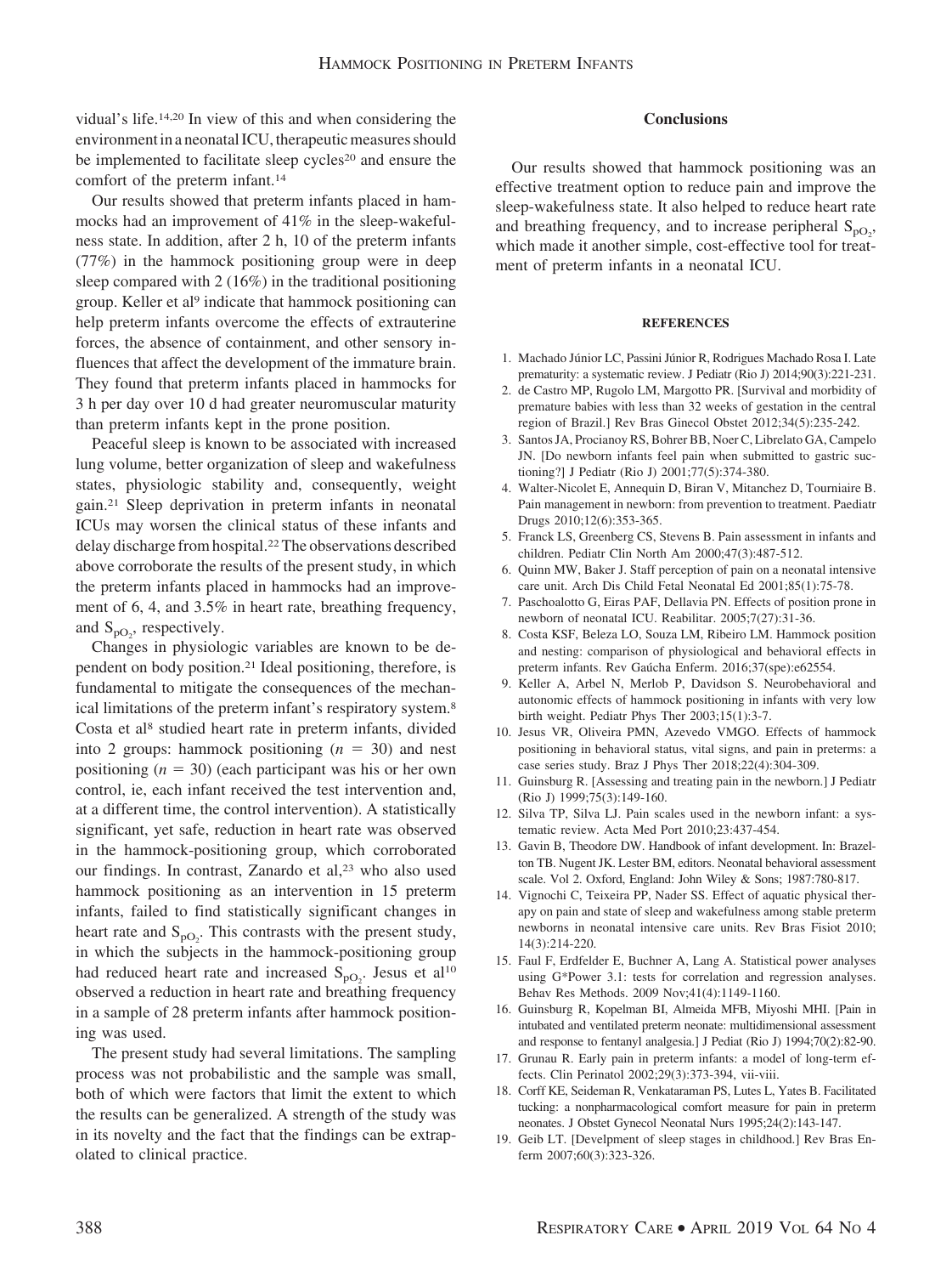vidual's life.[14,20] In view of this and when considering the environment in a neonatal ICU, therapeutic measures should be implemented to facilitate sleep cycles[20] and ensure the comfort of the preterm infant.[14]

Our results showed that preterm infants placed in hammocks had an improvement of 41% in the sleep-wakefulness state. In addition, after 2 h, 10 of the preterm infants (77%) in the hammock positioning group were in deep sleep compared with 2 (16%) in the traditional positioning group. Keller et al[9] indicate that hammock positioning can help preterm infants overcome the effects of extrauterine forces, the absence of containment, and other sensory influences that affect the development of the immature brain. They found that preterm infants placed in hammocks for 3 h per day over 10 d had greater neuromuscular maturity than preterm infants kept in the prone position.

Peaceful sleep is known to be associated with increased lung volume, better organization of sleep and wakefulness states, physiologic stability and, consequently, weight gain.[21] Sleep deprivation in preterm infants in neonatal ICUs may worsen the clinical status of these infants and delay discharge from hospital.[22] The observations described above corroborate the results of the present study, in which the preterm infants placed in hammocks had an improvement of 6, 4, and 3.5% in heart rate, breathing frequency, and $S_{pO_2}$, respectively.

Changes in physiologic variables are known to be dependent on body position.[21] Ideal positioning, therefore, is fundamental to mitigate the consequences of the mechanical limitations of the preterm infant's respiratory system.[8] Costa et al[8] studied heart rate in preterm infants, divided into 2 groups: hammock positioning ($n = 30$) and nest positioning ($n = 30$) (each participant was his or her own control, ie, each infant received the test intervention and, at a different time, the control intervention). A statistically significant, yet safe, reduction in heart rate was observed in the hammock-positioning group, which corroborated our findings. In contrast, Zanardo et al,[23] who also used hammock positioning as an intervention in 15 preterm infants, failed to find statistically significant changes in heart rate and $S_{pO_2}$. This contrasts with the present study, in which the subjects in the hammock-positioning group had reduced heart rate and increased $S_{pO_2}$. Jesus et al[10] observed a reduction in heart rate and breathing frequency in a sample of 28 preterm infants after hammock positioning was used.

The present study had several limitations. The sampling process was not probabilistic and the sample was small, both of which were factors that limit the extent to which the results can be generalized. A strength of the study was in its novelty and the fact that the findings can be extrapolated to clinical practice.

## Conclusions

Our results showed that hammock positioning was an effective treatment option to reduce pain and improve the sleep-wakefulness state. It also helped to reduce heart rate and breathing frequency, and to increase peripheral $S_{pO_2}$, which made it another simple, cost-effective tool for treatment of preterm infants in a neonatal ICU.

## REFERENCES

1. Machado Júnior LC, Passini Júnior R, Rodrigues Machado Rosa I. Late prematurity: a systematic review. J Pediatr (Rio J) 2014;90(3):221-231.
2. de Castro MP, Rugolo LM, Margotto PR. [Survival and morbidity of premature babies with less than 32 weeks of gestation in the central region of Brazil.] Rev Bras Ginecol Obstet 2012;34(5):235-242.
3. Santos JA, Procianoy RS, Bohrer BB, Noer C, Librelato GA, Campelo JN. [Do newborn infants feel pain when submitted to gastric suctioning?] J Pediatr (Rio J) 2001;77(5):374-380.
4. Walter-Nicolet E, Annequin D, Biran V, Mitanchez D, Tourniaire B. Pain management in newborn: from prevention to treatment. Paediatr Drugs 2010;12(6):353-365.
5. Franck LS, Greenberg CS, Stevens B. Pain assessment in infants and children. Pediatr Clin North Am 2000;47(3):487-512.
6. Quinn MW, Baker J. Staff perception of pain on a neonatal intensive care unit. Arch Dis Child Fetal Neonatal Ed 2001;85(1):75-78.
7. Paschoalotto G, Eiras PAF, Dellavia PN. Effects of position prone in newborn of neonatal ICU. Reabilitar. 2005;7(27):31-36.
8. Costa KSF, Beleza LO, Souza LM, Ribeiro LM. Hammock position and nesting: comparison of physiological and behavioral effects in preterm infants. Rev Gaúcha Enferm. 2016;37(spe):e62554.
9. Keller A, Arbel N, Merlob P, Davidson S. Neurobehavioral and autonomic effects of hammock positioning in infants with very low birth weight. Pediatr Phys Ther 2003;15(1):3-7.
10. Jesus VR, Oliveira PMN, Azevedo VMGO. Effects of hammock positioning in behavioral status, vital signs, and pain in preterms: a case series study. Braz J Phys Ther 2018;22(4):304-309.
11. Guinsburg R. [Assessing and treating pain in the newborn.] J Pediatr (Rio J) 1999;75(3):149-160.
12. Silva TP, Silva LJ. Pain scales used in the newborn infant: a systematic review. Acta Med Port 2010;23:437-454.
13. Gavin B, Theodore DW. Handbook of infant development. In: Brazelton TB. Nugent JK. Lester BM, editors. Neonatal behavioral assessment scale. Vol 2. Oxford, England: John Wiley & Sons; 1987:780-817.
14. Vignochi C, Teixeira PP, Nader SS. Effect of aquatic physical therapy on pain and state of sleep and wakefulness among stable preterm newborns in neonatal intensive care units. Rev Bras Fisiot 2010; 14(3):214-220.
15. Faul F, Erdfelder E, Buchner A, Lang A. Statistical power analyses using G*Power 3.1: tests for correlation and regression analyses. Behav Res Methods. 2009 Nov;41(4):1149-1160.
16. Guinsburg R, Kopelman BI, Almeida MFB, Miyoshi MHI. [Pain in intubated and ventilated preterm neonate: multidimensional assessment and response to fentanyl analgesia.] J Pediat (Rio J) 1994;70(2):82-90.
17. Grunau R. Early pain in preterm infants: a model of long-term effects. Clin Perinatol 2002;29(3):373-394, vii-viii.
18. Corff KE, Seideman R, Venkataraman PS, Lutes L, Yates B. Facilitated tucking: a nonpharmacological comfort measure for pain in preterm neonates. J Obstet Gynecol Neonatal Nurs 1995;24(2):143-147.
19. Geib LT. [Develpment of sleep stages in childhood.] Rev Bras Enferm 2007;60(3):323-326.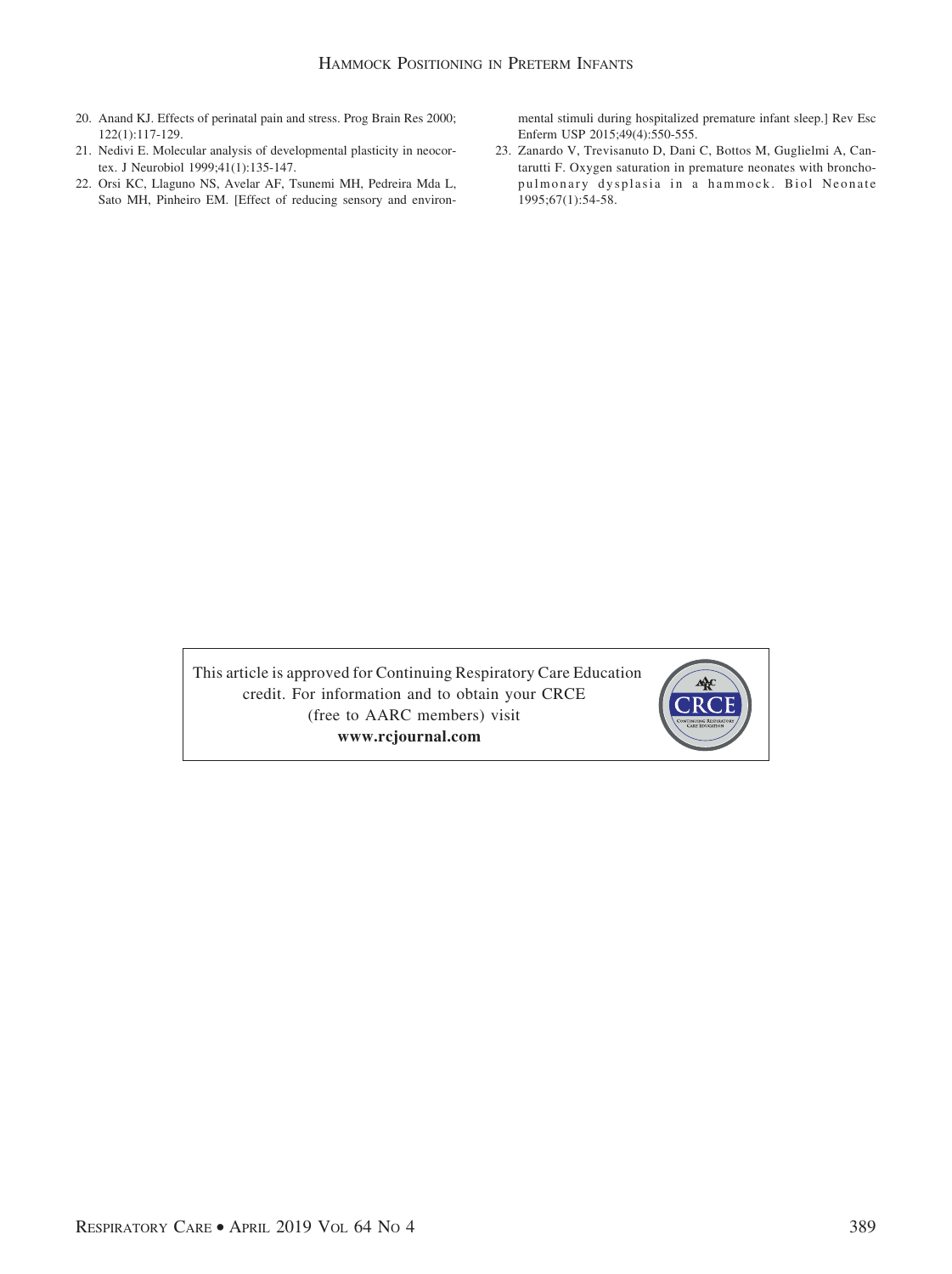20. Anand KJ. Effects of perinatal pain and stress. Prog Brain Res 2000; 122(1):117-129.
21. Nedivi E. Molecular analysis of developmental plasticity in neocortex. J Neurobiol 1999;41(1):135-147.
22. Orsi KC, Llaguno NS, Avelar AF, Tsunemi MH, Pedreira Mda L, Sato MH, Pinheiro EM. [Effect of reducing sensory and environmental stimuli during hospitalized premature infant sleep.] Rev Esc Enferm USP 2015;49(4):550-555.
23. Zanardo V, Trevisanuto D, Dani C, Bottos M, Guglielmi A, Cantarutti F. Oxygen saturation in premature neonates with bronchopulmonary dysplasia in a hammock. Biol Neonate 1995;67(1):54-58.

This article is approved for Continuing Respiratory Care Education credit. For information and to obtain your CRCE (free to AARC members) visit **www.rcjournal.com**